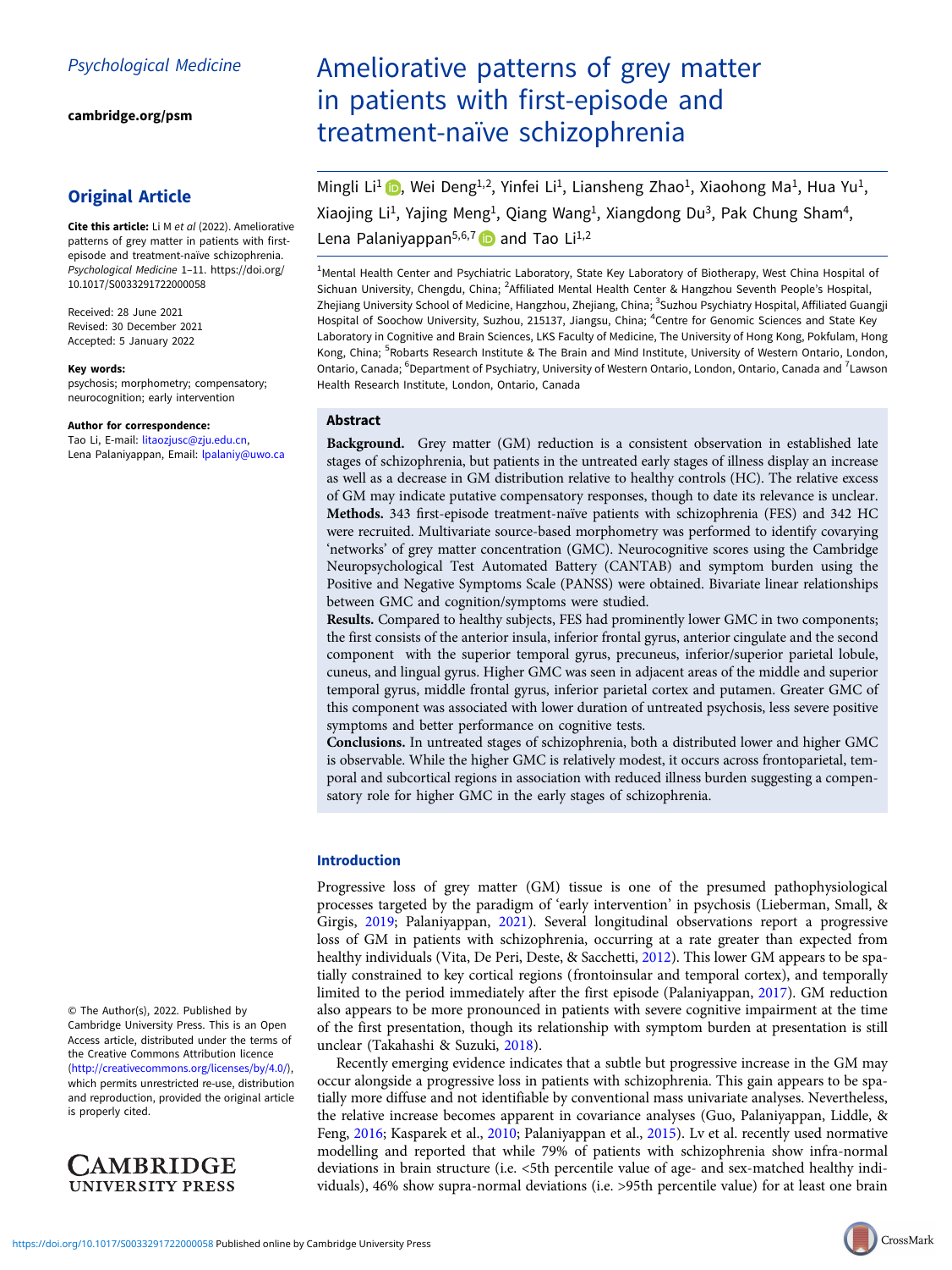Psychological Medicine

cambridge.org/psm

## Original Article

**Cite this article:** Li M *et al* (2022). Ameliorative patterns of grey matter in patients with first-episode and treatment-naïve schizophrenia. *Psychological Medicine* 1–11. https://doi.org/10.1017/S0033291722000058

Received: 28 June 2021
Revised: 30 December 2021
Accepted: 5 January 2022

**Key words:**
psychosis; morphometry; compensatory; neurocognition; early intervention

**Author for correspondence:**
Tao Li, E-mail: litaozjusc@zju.edu.cn,
Lena Palaniyappan, Email: lpalaniy@uwo.ca

© The Author(s), 2022. Published by Cambridge University Press. This is an Open Access article, distributed under the terms of the Creative Commons Attribution licence (http://creativecommons.org/licenses/by/4.0/), which permits unrestricted re-use, distribution and reproduction, provided the original article is properly cited.

# Ameliorative patterns of grey matter in patients with first-episode and treatment-naïve schizophrenia

Mingli Li[1], Wei Deng[1,2], Yinfei Li[1], Liansheng Zhao[1], Xiaohong Ma[1], Hua Yu[1], Xiaojing Li[1], Yajing Meng[1], Qiang Wang[1], Xiangdong Du[3], Pak Chung Sham[4], Lena Palaniyappan[5,6,7] and Tao Li[1,2]

[1]Mental Health Center and Psychiatric Laboratory, State Key Laboratory of Biotherapy, West China Hospital of Sichuan University, Chengdu, China; [2]Affiliated Mental Health Center & Hangzhou Seventh People's Hospital, Zhejiang University School of Medicine, Hangzhou, Zhejiang, China; [3]Suzhou Psychiatry Hospital, Affiliated Guangji Hospital of Soochow University, Suzhou, 215137, Jiangsu, China; [4]Centre for Genomic Sciences and State Key Laboratory in Cognitive and Brain Sciences, LKS Faculty of Medicine, The University of Hong Kong, Pokfulam, Hong Kong, China; [5]Robarts Research Institute & The Brain and Mind Institute, University of Western Ontario, London, Ontario, Canada; [6]Department of Psychiatry, University of Western Ontario, London, Ontario, Canada and [7]Lawson Health Research Institute, London, Ontario, Canada

## Abstract

**Background.** Grey matter (GM) reduction is a consistent observation in established late stages of schizophrenia, but patients in the untreated early stages of illness display an increase as well as a decrease in GM distribution relative to healthy controls (HC). The relative excess of GM may indicate putative compensatory responses, though to date its relevance is unclear.

**Methods.** 343 first-episode treatment-naïve patients with schizophrenia (FES) and 342 HC were recruited. Multivariate source-based morphometry was performed to identify covarying 'networks' of grey matter concentration (GMC). Neurocognitive scores using the Cambridge Neuropsychological Test Automated Battery (CANTAB) and symptom burden using the Positive and Negative Symptoms Scale (PANSS) were obtained. Bivariate linear relationships between GMC and cognition/symptoms were studied.

**Results.** Compared to healthy subjects, FES had prominently lower GMC in two components; the first consists of the anterior insula, inferior frontal gyrus, anterior cingulate and the second component with the superior temporal gyrus, precuneus, inferior/superior parietal lobule, cuneus, and lingual gyrus. Higher GMC was seen in adjacent areas of the middle and superior temporal gyrus, middle frontal gyrus, inferior parietal cortex and putamen. Greater GMC of this component was associated with lower duration of untreated psychosis, less severe positive symptoms and better performance on cognitive tests.

**Conclusions.** In untreated stages of schizophrenia, both a distributed lower and higher GMC is observable. While the higher GMC is relatively modest, it occurs across frontoparietal, temporal and subcortical regions in association with reduced illness burden suggesting a compensatory role for higher GMC in the early stages of schizophrenia.

## Introduction

Progressive loss of grey matter (GM) tissue is one of the presumed pathophysiological processes targeted by the paradigm of 'early intervention' in psychosis (Lieberman, Small, & Girgis, 2019; Palaniyappan, 2021). Several longitudinal observations report a progressive loss of GM in patients with schizophrenia, occurring at a rate greater than expected from healthy individuals (Vita, De Peri, Deste, & Sacchetti, 2012). This lower GM appears to be spatially constrained to key cortical regions (frontoinsular and temporal cortex), and temporally limited to the period immediately after the first episode (Palaniyappan, 2017). GM reduction also appears to be more pronounced in patients with severe cognitive impairment at the time of the first presentation, though its relationship with symptom burden at presentation is still unclear (Takahashi & Suzuki, 2018).

Recently emerging evidence indicates that a subtle but progressive increase in the GM may occur alongside a progressive loss in patients with schizophrenia. This gain appears to be spatially more diffuse and not identifiable by conventional mass univariate analyses. Nevertheless, the relative increase becomes apparent in covariance analyses (Guo, Palaniyappan, Liddle, & Feng, 2016; Kasparek et al., 2010; Palaniyappan et al., 2015). Lv et al. recently used normative modelling and reported that while 79% of patients with schizophrenia show infra-normal deviations in brain structure (i.e. <5th percentile value of age- and sex-matched healthy individuals), 46% show supra-normal deviations (i.e. >95th percentile value) for at least one brain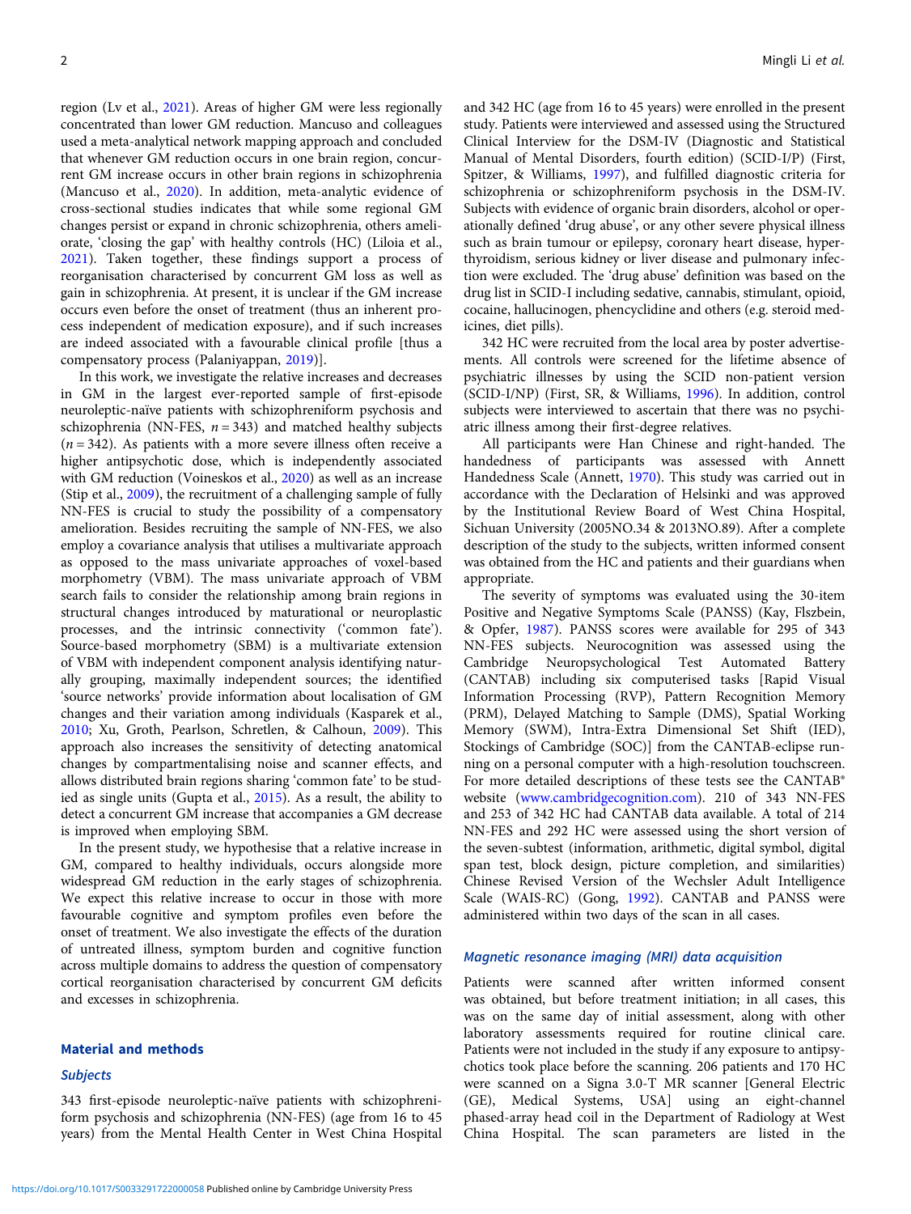region (Lv et al., 2021). Areas of higher GM were less regionally concentrated than lower GM reduction. Mancuso and colleagues used a meta-analytical network mapping approach and concluded that whenever GM reduction occurs in one brain region, concurrent GM increase occurs in other brain regions in schizophrenia (Mancuso et al., 2020). In addition, meta-analytic evidence of cross-sectional studies indicates that while some regional GM changes persist or expand in chronic schizophrenia, others ameliorate, 'closing the gap' with healthy controls (HC) (Liloia et al., 2021). Taken together, these findings support a process of reorganisation characterised by concurrent GM loss as well as gain in schizophrenia. At present, it is unclear if the GM increase occurs even before the onset of treatment (thus an inherent process independent of medication exposure), and if such increases are indeed associated with a favourable clinical profile [thus a compensatory process (Palaniyappan, 2019)].

In this work, we investigate the relative increases and decreases in GM in the largest ever-reported sample of first-episode neuroleptic-naïve patients with schizophreniform psychosis and schizophrenia (NN-FES, $n = 343$) and matched healthy subjects ($n = 342$). As patients with a more severe illness often receive a higher antipsychotic dose, which is independently associated with GM reduction (Voineskos et al., 2020) as well as an increase (Stip et al., 2009), the recruitment of a challenging sample of fully NN-FES is crucial to study the possibility of a compensatory amelioration. Besides recruiting the sample of NN-FES, we also employ a covariance analysis that utilises a multivariate approach as opposed to the mass univariate approaches of voxel-based morphometry (VBM). The mass univariate approach of VBM search fails to consider the relationship among brain regions in structural changes introduced by maturational or neuroplastic processes, and the intrinsic connectivity ('common fate'). Source-based morphometry (SBM) is a multivariate extension of VBM with independent component analysis identifying naturally grouping, maximally independent sources; the identified 'source networks' provide information about localisation of GM changes and their variation among individuals (Kasparek et al., 2010; Xu, Groth, Pearlson, Schretlen, & Calhoun, 2009). This approach also increases the sensitivity of detecting anatomical changes by compartmentalising noise and scanner effects, and allows distributed brain regions sharing 'common fate' to be studied as single units (Gupta et al., 2015). As a result, the ability to detect a concurrent GM increase that accompanies a GM decrease is improved when employing SBM.

In the present study, we hypothesise that a relative increase in GM, compared to healthy individuals, occurs alongside more widespread GM reduction in the early stages of schizophrenia. We expect this relative increase to occur in those with more favourable cognitive and symptom profiles even before the onset of treatment. We also investigate the effects of the duration of untreated illness, symptom burden and cognitive function across multiple domains to address the question of compensatory cortical reorganisation characterised by concurrent GM deficits and excesses in schizophrenia.

## Material and methods

### Subjects

343 first-episode neuroleptic-naïve patients with schizophreniform psychosis and schizophrenia (NN-FES) (age from 16 to 45 years) from the Mental Health Center in West China Hospital and 342 HC (age from 16 to 45 years) were enrolled in the present study. Patients were interviewed and assessed using the Structured Clinical Interview for the DSM-IV (Diagnostic and Statistical Manual of Mental Disorders, fourth edition) (SCID-I/P) (First, Spitzer, & Williams, 1997), and fulfilled diagnostic criteria for schizophrenia or schizophreniform psychosis in the DSM-IV. Subjects with evidence of organic brain disorders, alcohol or operationally defined 'drug abuse', or any other severe physical illness such as brain tumour or epilepsy, coronary heart disease, hyperthyroidism, serious kidney or liver disease and pulmonary infection were excluded. The 'drug abuse' definition was based on the drug list in SCID-I including sedative, cannabis, stimulant, opioid, cocaine, hallucinogen, phencyclidine and others (e.g. steroid medicines, diet pills).

342 HC were recruited from the local area by poster advertisements. All controls were screened for the lifetime absence of psychiatric illnesses by using the SCID non-patient version (SCID-I/NP) (First, SR, & Williams, 1996). In addition, control subjects were interviewed to ascertain that there was no psychiatric illness among their first-degree relatives.

All participants were Han Chinese and right-handed. The handedness of participants was assessed with Annett Handedness Scale (Annett, 1970). This study was carried out in accordance with the Declaration of Helsinki and was approved by the Institutional Review Board of West China Hospital, Sichuan University (2005NO.34 & 2013NO.89). After a complete description of the study to the subjects, written informed consent was obtained from the HC and patients and their guardians when appropriate.

The severity of symptoms was evaluated using the 30-item Positive and Negative Symptoms Scale (PANSS) (Kay, Flszbein, & Opfer, 1987). PANSS scores were available for 295 of 343 NN-FES subjects. Neurocognition was assessed using the Cambridge Neuropsychological Test Automated Battery (CANTAB) including six computerised tasks [Rapid Visual Information Processing (RVP), Pattern Recognition Memory (PRM), Delayed Matching to Sample (DMS), Spatial Working Memory (SWM), Intra-Extra Dimensional Set Shift (IED), Stockings of Cambridge (SOC)] from the CANTAB-eclipse running on a personal computer with a high-resolution touchscreen. For more detailed descriptions of these tests see the CANTAB® website (www.cambridgecognition.com). 210 of 343 NN-FES and 253 of 342 HC had CANTAB data available. A total of 214 NN-FES and 292 HC were assessed using the short version of the seven-subtest (information, arithmetic, digital symbol, digital span test, block design, picture completion, and similarities) Chinese Revised Version of the Wechsler Adult Intelligence Scale (WAIS-RC) (Gong, 1992). CANTAB and PANSS were administered within two days of the scan in all cases.

### Magnetic resonance imaging (MRI) data acquisition

Patients were scanned after written informed consent was obtained, but before treatment initiation; in all cases, this was on the same day of initial assessment, along with other laboratory assessments required for routine clinical care. Patients were not included in the study if any exposure to antipsychotics took place before the scanning. 206 patients and 170 HC were scanned on a Signa 3.0-T MR scanner [General Electric (GE), Medical Systems, USA] using an eight-channel phased-array head coil in the Department of Radiology at West China Hospital. The scan parameters are listed in the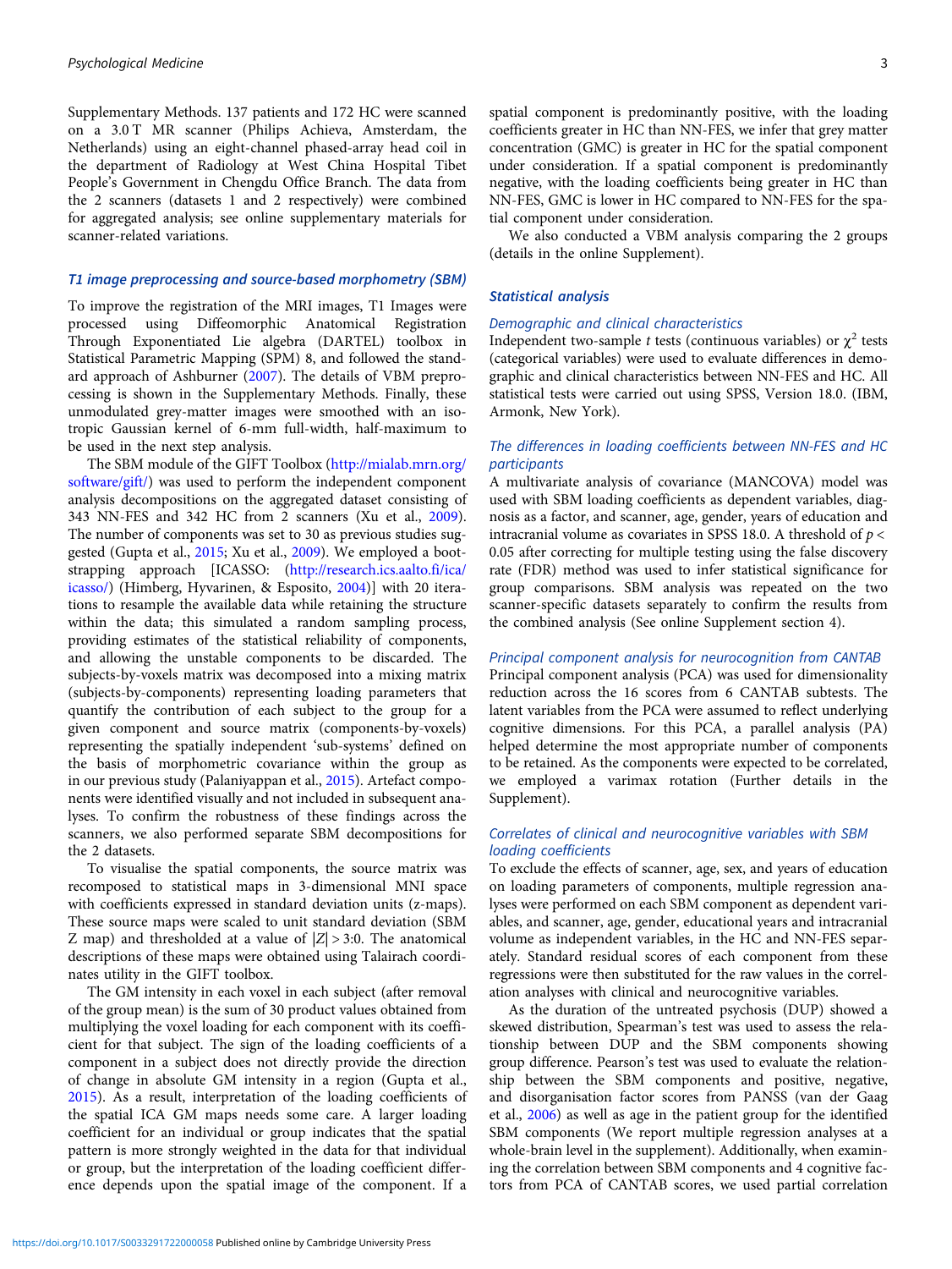Supplementary Methods. 137 patients and 172 HC were scanned on a 3.0 T MR scanner (Philips Achieva, Amsterdam, the Netherlands) using an eight-channel phased-array head coil in the department of Radiology at West China Hospital Tibet People's Government in Chengdu Office Branch. The data from the 2 scanners (datasets 1 and 2 respectively) were combined for aggregated analysis; see online supplementary materials for scanner-related variations.

### T1 image preprocessing and source-based morphometry (SBM)

To improve the registration of the MRI images, T1 Images were processed using Diffeomorphic Anatomical Registration Through Exponentiated Lie algebra (DARTEL) toolbox in Statistical Parametric Mapping (SPM) 8, and followed the standard approach of Ashburner (2007). The details of VBM preprocessing is shown in the Supplementary Methods. Finally, these unmodulated grey-matter images were smoothed with an isotropic Gaussian kernel of 6-mm full-width, half-maximum to be used in the next step analysis.

The SBM module of the GIFT Toolbox (http://mialab.mrn.org/software/gift/) was used to perform the independent component analysis decompositions on the aggregated dataset consisting of 343 NN-FES and 342 HC from 2 scanners (Xu et al., 2009). The number of components was set to 30 as previous studies suggested (Gupta et al., 2015; Xu et al., 2009). We employed a bootstrapping approach [ICASSO: (http://research.ics.aalto.fi/ica/icasso/) (Himberg, Hyvarinen, & Esposito, 2004)] with 20 iterations to resample the available data while retaining the structure within the data; this simulated a random sampling process, providing estimates of the statistical reliability of components, and allowing the unstable components to be discarded. The subjects-by-voxels matrix was decomposed into a mixing matrix (subjects-by-components) representing loading parameters that quantify the contribution of each subject to the group for a given component and source matrix (components-by-voxels) representing the spatially independent 'sub-systems' defined on the basis of morphometric covariance within the group as in our previous study (Palaniyappan et al., 2015). Artefact components were identified visually and not included in subsequent analyses. To confirm the robustness of these findings across the scanners, we also performed separate SBM decompositions for the 2 datasets.

To visualise the spatial components, the source matrix was recomposed to statistical maps in 3-dimensional MNI space with coefficients expressed in standard deviation units (z-maps). These source maps were scaled to unit standard deviation (SBM Z map) and thresholded at a value of $|Z| > 3.0$. The anatomical descriptions of these maps were obtained using Talairach coordinates utility in the GIFT toolbox.

The GM intensity in each voxel in each subject (after removal of the group mean) is the sum of 30 product values obtained from multiplying the voxel loading for each component with its coefficient for that subject. The sign of the loading coefficients of a component in a subject does not directly provide the direction of change in absolute GM intensity in a region (Gupta et al., 2015). As a result, interpretation of the loading coefficients of the spatial ICA GM maps needs some care. A larger loading coefficient for an individual or group indicates that the spatial pattern is more strongly weighted in the data for that individual or group, but the interpretation of the loading coefficient difference depends upon the spatial image of the component. If a spatial component is predominantly positive, with the loading coefficients greater in HC than NN-FES, we infer that grey matter concentration (GMC) is greater in HC for the spatial component under consideration. If a spatial component is predominantly negative, with the loading coefficients being greater in HC than NN-FES, GMC is lower in HC compared to NN-FES for the spatial component under consideration.

We also conducted a VBM analysis comparing the 2 groups (details in the online Supplement).

### Statistical analysis

#### Demographic and clinical characteristics

Independent two-sample $t$ tests (continuous variables) or $\chi^2$ tests (categorical variables) were used to evaluate differences in demographic and clinical characteristics between NN-FES and HC. All statistical tests were carried out using SPSS, Version 18.0. (IBM, Armonk, New York).

#### The differences in loading coefficients between NN-FES and HC participants

A multivariate analysis of covariance (MANCOVA) model was used with SBM loading coefficients as dependent variables, diagnosis as a factor, and scanner, age, gender, years of education and intracranial volume as covariates in SPSS 18.0. A threshold of $p < 0.05$ after correcting for multiple testing using the false discovery rate (FDR) method was used to infer statistical significance for group comparisons. SBM analysis was repeated on the two scanner-specific datasets separately to confirm the results from the combined analysis (See online Supplement section 4).

#### Principal component analysis for neurocognition from CANTAB

Principal component analysis (PCA) was used for dimensionality reduction across the 16 scores from 6 CANTAB subtests. The latent variables from the PCA were assumed to reflect underlying cognitive dimensions. For this PCA, a parallel analysis (PA) helped determine the most appropriate number of components to be retained. As the components were expected to be correlated, we employed a varimax rotation (Further details in the Supplement).

#### Correlates of clinical and neurocognitive variables with SBM loading coefficients

To exclude the effects of scanner, age, sex, and years of education on loading parameters of components, multiple regression analyses were performed on each SBM component as dependent variables, and scanner, age, gender, educational years and intracranial volume as independent variables, in the HC and NN-FES separately. Standard residual scores of each component from these regressions were then substituted for the raw values in the correlation analyses with clinical and neurocognitive variables.

As the duration of the untreated psychosis (DUP) showed a skewed distribution, Spearman's test was used to assess the relationship between DUP and the SBM components showing group difference. Pearson's test was used to evaluate the relationship between the SBM components and positive, negative, and disorganisation factor scores from PANSS (van der Gaag et al., 2006) as well as age in the patient group for the identified SBM components (We report multiple regression analyses at a whole-brain level in the supplement). Additionally, when examining the correlation between SBM components and 4 cognitive factors from PCA of CANTAB scores, we used partial correlation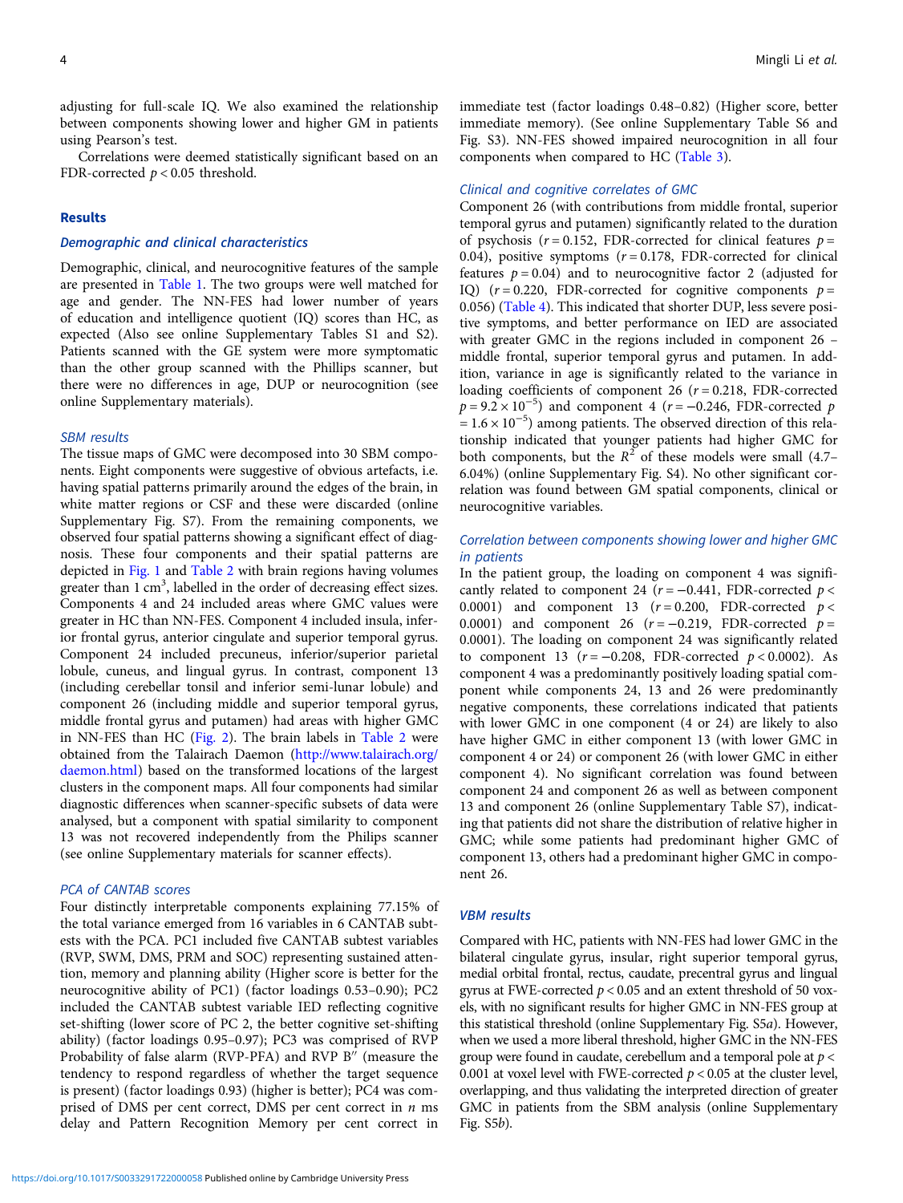adjusting for full-scale IQ. We also examined the relationship between components showing lower and higher GM in patients using Pearson's test.

Correlations were deemed statistically significant based on an FDR-corrected $p < 0.05$ threshold.

## Results

### *Demographic and clinical characteristics*

Demographic, clinical, and neurocognitive features of the sample are presented in Table 1. The two groups were well matched for age and gender. The NN-FES had lower number of years of education and intelligence quotient (IQ) scores than HC, as expected (Also see online Supplementary Tables S1 and S2). Patients scanned with the GE system were more symptomatic than the other group scanned with the Phillips scanner, but there were no differences in age, DUP or neurocognition (see online Supplementary materials).

### *SBM results*

The tissue maps of GMC were decomposed into 30 SBM components. Eight components were suggestive of obvious artefacts, i.e. having spatial patterns primarily around the edges of the brain, in white matter regions or CSF and these were discarded (online Supplementary Fig. S7). From the remaining components, we observed four spatial patterns showing a significant effect of diagnosis. These four components and their spatial patterns are depicted in Fig. 1 and Table 2 with brain regions having volumes greater than 1 cm$^3$, labelled in the order of decreasing effect sizes. Components 4 and 24 included areas where GMC values were greater in HC than NN-FES. Component 4 included insula, inferior frontal gyrus, anterior cingulate and superior temporal gyrus. Component 24 included precuneus, inferior/superior parietal lobule, cuneus, and lingual gyrus. In contrast, component 13 (including cerebellar tonsil and inferior semi-lunar lobule) and component 26 (including middle and superior temporal gyrus, middle frontal gyrus and putamen) had areas with higher GMC in NN-FES than HC (Fig. 2). The brain labels in Table 2 were obtained from the Talairach Daemon (http://www.talairach.org/daemon.html) based on the transformed locations of the largest clusters in the component maps. All four components had similar diagnostic differences when scanner-specific subsets of data were analysed, but a component with spatial similarity to component 13 was not recovered independently from the Philips scanner (see online Supplementary materials for scanner effects).

### *PCA of CANTAB scores*

Four distinctly interpretable components explaining 77.15% of the total variance emerged from 16 variables in 6 CANTAB subtests with the PCA. PC1 included five CANTAB subtest variables (RVP, SWM, DMS, PRM and SOC) representing sustained attention, memory and planning ability (Higher score is better for the neurocognitive ability of PC1) (factor loadings 0.53–0.90); PC2 included the CANTAB subtest variable IED reflecting cognitive set-shifting (lower score of PC 2, the better cognitive set-shifting ability) (factor loadings 0.95–0.97); PC3 was comprised of RVP Probability of false alarm (RVP-PFA) and RVP B″ (measure the tendency to respond regardless of whether the target sequence is present) (factor loadings 0.93) (higher is better); PC4 was comprised of DMS per cent correct, DMS per cent correct in *n* ms delay and Pattern Recognition Memory per cent correct in immediate test (factor loadings 0.48–0.82) (Higher score, better immediate memory). (See online Supplementary Table S6 and Fig. S3). NN-FES showed impaired neurocognition in all four components when compared to HC (Table 3).

### *Clinical and cognitive correlates of GMC*

Component 26 (with contributions from middle frontal, superior temporal gyrus and putamen) significantly related to the duration of psychosis ($r = 0.152$, FDR-corrected for clinical features $p = 0.04$), positive symptoms ($r = 0.178$, FDR-corrected for clinical features $p = 0.04$) and to neurocognitive factor 2 (adjusted for IQ) ($r = 0.220$, FDR-corrected for cognitive components $p = 0.056$) (Table 4). This indicated that shorter DUP, less severe positive symptoms, and better performance on IED are associated with greater GMC in the regions included in component 26 – middle frontal, superior temporal gyrus and putamen. In addition, variance in age is significantly related to the variance in loading coefficients of component 26 ($r = 0.218$, FDR-corrected $p = 9.2 \times 10^{-5}$) and component 4 ($r = -0.246$, FDR-corrected $p = 1.6 \times 10^{-5}$) among patients. The observed direction of this relationship indicated that younger patients had higher GMC for both components, but the $R^2$ of these models were small (4.7–6.04%) (online Supplementary Fig. S4). No other significant correlation was found between GM spatial components, clinical or neurocognitive variables.

### *Correlation between components showing lower and higher GMC in patients*

In the patient group, the loading on component 4 was significantly related to component 24 ($r = -0.441$, FDR-corrected $p < 0.0001$) and component 13 ($r = 0.200$, FDR-corrected $p < 0.0001$) and component 26 ($r = -0.219$, FDR-corrected $p = 0.0001$). The loading on component 24 was significantly related to component 13 ($r = -0.208$, FDR-corrected $p < 0.0002$). As component 4 was a predominantly positively loading spatial component while components 24, 13 and 26 were predominantly negative components, these correlations indicated that patients with lower GMC in one component (4 or 24) are likely to also have higher GMC in either component 13 (with lower GMC in component 4 or 24) or component 26 (with lower GMC in either component 4). No significant correlation was found between component 24 and component 26 as well as between component 13 and component 26 (online Supplementary Table S7), indicating that patients did not share the distribution of relative higher in GMC; while some patients had predominant higher GMC of component 13, others had a predominant higher GMC in component 26.

### *VBM results*

Compared with HC, patients with NN-FES had lower GMC in the bilateral cingulate gyrus, insular, right superior temporal gyrus, medial orbital frontal, rectus, caudate, precentral gyrus and lingual gyrus at FWE-corrected $p < 0.05$ and an extent threshold of 50 voxels, with no significant results for higher GMC in NN-FES group at this statistical threshold (online Supplementary Fig. S5*a*). However, when we used a more liberal threshold, higher GMC in the NN-FES group were found in caudate, cerebellum and a temporal pole at $p < 0.001$ at voxel level with FWE-corrected $p < 0.05$ at the cluster level, overlapping, and thus validating the interpreted direction of greater GMC in patients from the SBM analysis (online Supplementary Fig. S5*b*).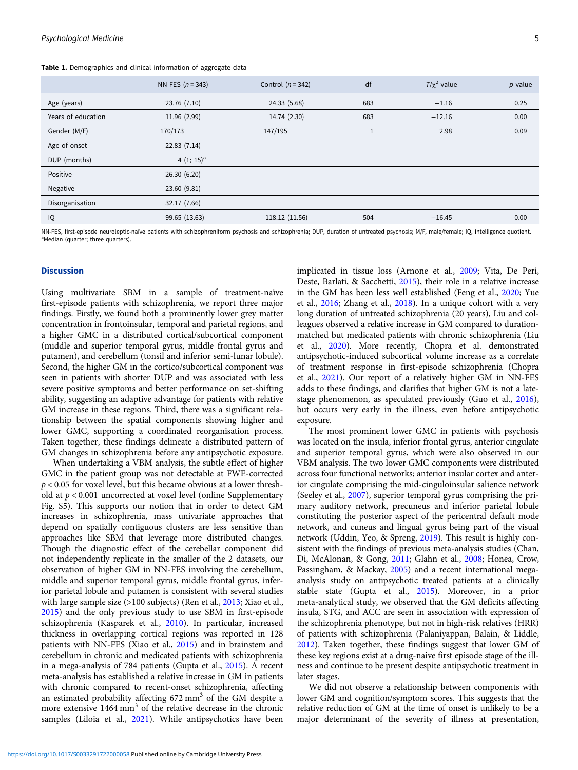**Table 1.** Demographics and clinical information of aggregate data

| | NN-FES ($n$ = 343) | Control ($n$ = 342) | df | $T/\chi^2$ value | $p$ value |
|---|---|---|---|---|---|
| Age (years) | 23.76 (7.10) | 24.33 (5.68) | 683 | −1.16 | 0.25 |
| Years of education | 11.96 (2.99) | 14.74 (2.30) | 683 | −12.16 | 0.00 |
| Gender (M/F) | 170/173 | 147/195 | 1 | 2.98 | 0.09 |
| Age of onset | 22.83 (7.14) | | | | |
| DUP (months) | 4 (1; 15)[a] | | | | |
| Positive | 26.30 (6.20) | | | | |
| Negative | 23.60 (9.81) | | | | |
| Disorganisation | 32.17 (7.66) | | | | |
| IQ | 99.65 (13.63) | 118.12 (11.56) | 504 | −16.45 | 0.00 |

NN-FES, first-episode neuroleptic-naïve patients with schizophreniform psychosis and schizophrenia; DUP, duration of untreated psychosis; M/F, male/female; IQ, intelligence quotient.
[a]Median (quarter; three quarters).

## Discussion

Using multivariate SBM in a sample of treatment-naïve first-episode patients with schizophrenia, we report three major findings. Firstly, we found both a prominently lower grey matter concentration in frontoinsular, temporal and parietal regions, and a higher GMC in a distributed cortical/subcortical component (middle and superior temporal gyrus, middle frontal gyrus and putamen), and cerebellum (tonsil and inferior semi-lunar lobule). Second, the higher GM in the cortico/subcortical component was seen in patients with shorter DUP and was associated with less severe positive symptoms and better performance on set-shifting ability, suggesting an adaptive advantage for patients with relative GM increase in these regions. Third, there was a significant relationship between the spatial components showing higher and lower GMC, supporting a coordinated reorganisation process. Taken together, these findings delineate a distributed pattern of GM changes in schizophrenia before any antipsychotic exposure.

When undertaking a VBM analysis, the subtle effect of higher GMC in the patient group was not detectable at FWE-corrected $p < 0.05$ for voxel level, but this became obvious at a lower threshold at $p < 0.001$ uncorrected at voxel level (online Supplementary Fig. S5). This supports our notion that in order to detect GM increases in schizophrenia, mass univariate approaches that depend on spatially contiguous clusters are less sensitive than approaches like SBM that leverage more distributed changes. Though the diagnostic effect of the cerebellar component did not independently replicate in the smaller of the 2 datasets, our observation of higher GM in NN-FES involving the cerebellum, middle and superior temporal gyrus, middle frontal gyrus, inferior parietal lobule and putamen is consistent with several studies with large sample size (>100 subjects) (Ren et al., 2013; Xiao et al., 2015) and the only previous study to use SBM in first-episode schizophrenia (Kasparek et al., 2010). In particular, increased thickness in overlapping cortical regions was reported in 128 patients with NN-FES (Xiao et al., 2015) and in brainstem and cerebellum in chronic and medicated patients with schizophrenia in a mega-analysis of 784 patients (Gupta et al., 2015). A recent meta-analysis has established a relative increase in GM in patients with chronic compared to recent-onset schizophrenia, affecting an estimated probability affecting 672 $mm^3$ of the GM despite a more extensive 1464 $mm^3$ of the relative decrease in the chronic samples (Liloia et al., 2021). While antipsychotics have been implicated in tissue loss (Arnone et al., 2009; Vita, De Peri, Deste, Barlati, & Sacchetti, 2015), their role in a relative increase in the GM has been less well established (Feng et al., 2020; Yue et al., 2016; Zhang et al., 2018). In a unique cohort with a very long duration of untreated schizophrenia (20 years), Liu and colleagues observed a relative increase in GM compared to duration-matched but medicated patients with chronic schizophrenia (Liu et al., 2020). More recently, Chopra et al. demonstrated antipsychotic-induced subcortical volume increase as a correlate of treatment response in first-episode schizophrenia (Chopra et al., 2021). Our report of a relatively higher GM in NN-FES adds to these findings, and clarifies that higher GM is not a late-stage phenomenon, as speculated previously (Guo et al., 2016), but occurs very early in the illness, even before antipsychotic exposure.

The most prominent lower GMC in patients with psychosis was located on the insula, inferior frontal gyrus, anterior cingulate and superior temporal gyrus, which were also observed in our VBM analysis. The two lower GMC components were distributed across four functional networks; anterior insular cortex and anterior cingulate comprising the mid-cinguloinsular salience network (Seeley et al., 2007), superior temporal gyrus comprising the primary auditory network, precuneus and inferior parietal lobule constituting the posterior aspect of the pericentral default mode network, and cuneus and lingual gyrus being part of the visual network (Uddin, Yeo, & Spreng, 2019). This result is highly consistent with the findings of previous meta-analysis studies (Chan, Di, McAlonan, & Gong, 2011; Glahn et al., 2008; Honea, Crow, Passingham, & Mackay, 2005) and a recent international mega-analysis study on antipsychotic treated patients at a clinically stable state (Gupta et al., 2015). Moreover, in a prior meta-analytical study, we observed that the GM deficits affecting insula, STG, and ACC are seen in association with expression of the schizophrenia phenotype, but not in high-risk relatives (HRR) of patients with schizophrenia (Palaniyappan, Balain, & Liddle, 2012). Taken together, these findings suggest that lower GM of these key regions exist at a drug-naive first episode stage of the illness and continue to be present despite antipsychotic treatment in later stages.

We did not observe a relationship between components with lower GM and cognition/symptom scores. This suggests that the relative reduction of GM at the time of onset is unlikely to be a major determinant of the severity of illness at presentation,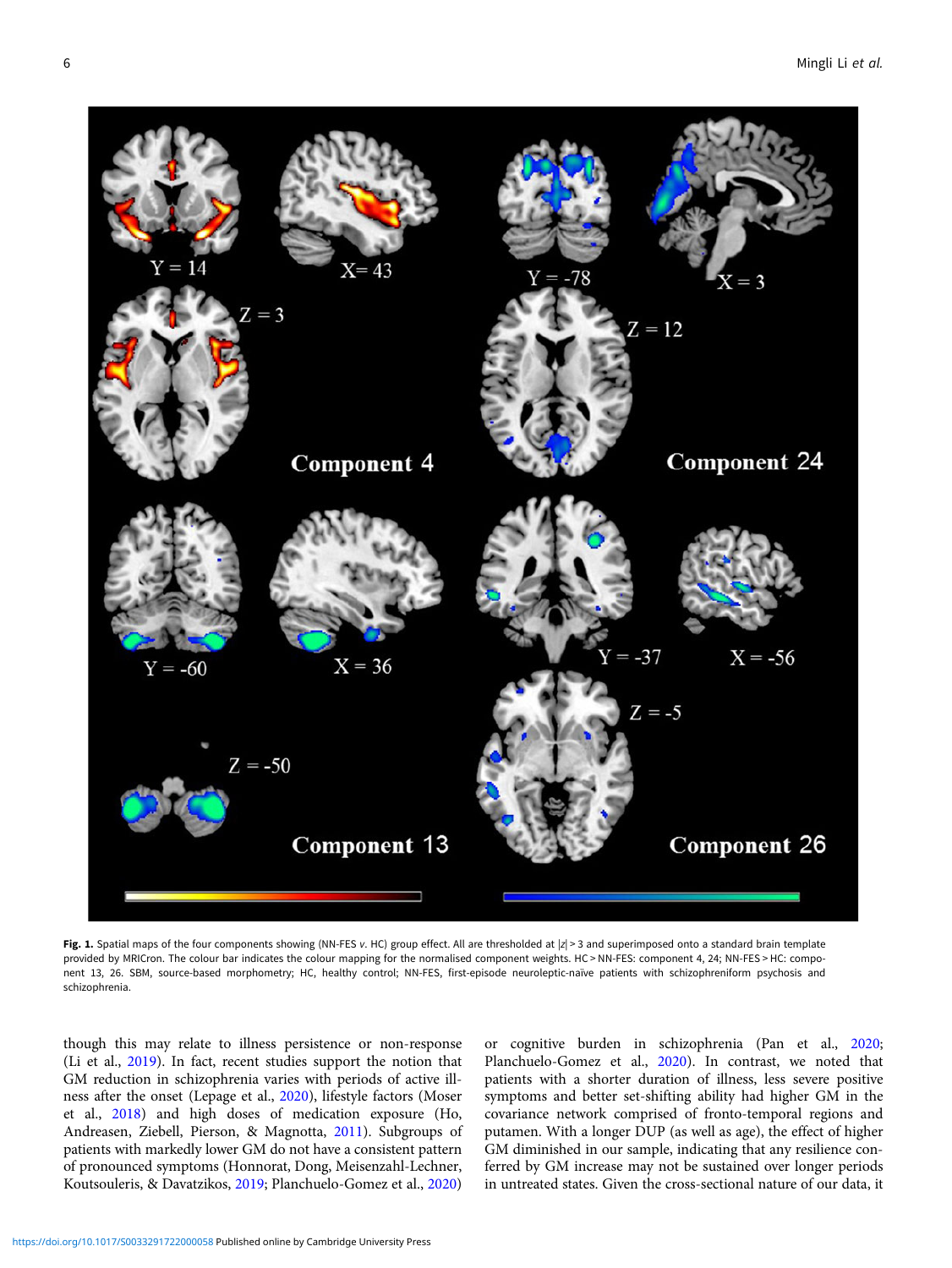**Fig. 1.** Spatial maps of the four components showing (NN-FES *v.* HC) group effect. All are thresholded at $|z| > 3$ and superimposed onto a standard brain template provided by MRICron. The colour bar indicates the colour mapping for the normalised component weights. HC > NN-FES: component 4, 24; NN-FES > HC: component 13, 26. SBM, source-based morphometry; HC, healthy control; NN-FES, first-episode neuroleptic-naïve patients with schizophreniform psychosis and schizophrenia.

though this may relate to illness persistence or non-response (Li et al., 2019). In fact, recent studies support the notion that GM reduction in schizophrenia varies with periods of active illness after the onset (Lepage et al., 2020), lifestyle factors (Moser et al., 2018) and high doses of medication exposure (Ho, Andreasen, Ziebell, Pierson, & Magnotta, 2011). Subgroups of patients with markedly lower GM do not have a consistent pattern of pronounced symptoms (Honnorat, Dong, Meisenzahl-Lechner, Koutsouleris, & Davatzikos, 2019; Planchuelo-Gomez et al., 2020) or cognitive burden in schizophrenia (Pan et al., 2020; Planchuelo-Gomez et al., 2020). In contrast, we noted that patients with a shorter duration of illness, less severe positive symptoms and better set-shifting ability had higher GM in the covariance network comprised of fronto-temporal regions and putamen. With a longer DUP (as well as age), the effect of higher GM diminished in our sample, indicating that any resilience conferred by GM increase may not be sustained over longer periods in untreated states. Given the cross-sectional nature of our data, it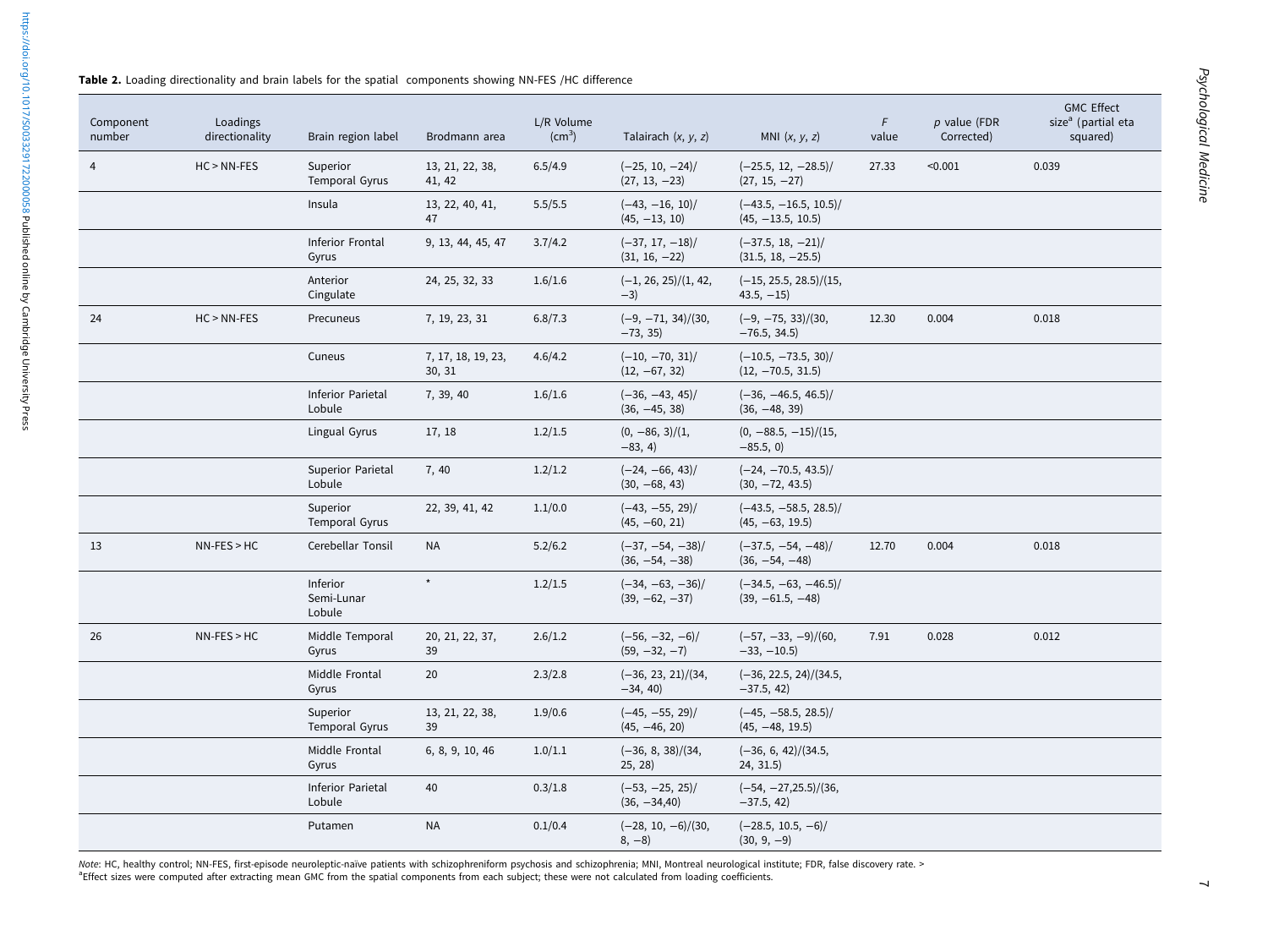**Table 2.** Loading directionality and brain labels for the spatial components showing NN-FES /HC difference

| Component number | Loadings directionality | Brain region label | Brodmann area | L/R Volume (cm$^3$) | Talairach (*x*, *y*, *z*) | MNI (*x*, *y*, *z*) | *F* value | *p* value (FDR Corrected) | GMC Effect size[a] (partial eta squared) |
|---|---|---|---|---|---|---|---|---|---|
| 4 | HC > NN-FES | Superior Temporal Gyrus | 13, 21, 22, 38, 41, 42 | 6.5/4.9 | (−25, 10, −24)/(27, 13, −23) | (−25.5, 12, −28.5)/(27, 15, −27) | 27.33 | <0.001 | 0.039 |
| | | Insula | 13, 22, 40, 41, 47 | 5.5/5.5 | (−43, −16, 10)/(45, −13, 10) | (−43.5, −16.5, 10.5)/(45, −13.5, 10.5) | | | |
| | | Inferior Frontal Gyrus | 9, 13, 44, 45, 47 | 3.7/4.2 | (−37, 17, −18)/(31, 16, −22) | (−37.5, 18, −21)/(31.5, 18, −25.5) | | | |
| | | Anterior Cingulate | 24, 25, 32, 33 | 1.6/1.6 | (−1, 26, 25)/(1, 42, −3) | (−15, 25.5, 28.5)/(15, 43.5, −15) | | | |
| 24 | HC > NN-FES | Precuneus | 7, 19, 23, 31 | 6.8/7.3 | (−9, −71, 34)/(30, −73, 35) | (−9, −75, 33)/(30, −76.5, 34.5) | 12.30 | 0.004 | 0.018 |
| | | Cuneus | 7, 17, 18, 19, 23, 30, 31 | 4.6/4.2 | (−10, −70, 31)/(12, −67, 32) | (−10.5, −73.5, 30)/(12, −70.5, 31.5) | | | |
| | | Inferior Parietal Lobule | 7, 39, 40 | 1.6/1.6 | (−36, −43, 45)/(36, −45, 38) | (−36, −46.5, 46.5)/(36, −48, 39) | | | |
| | | Lingual Gyrus | 17, 18 | 1.2/1.5 | (0, −86, 3)/(1, −83, 4) | (0, −88.5, −15)/(15, −85.5, 0) | | | |
| | | Superior Parietal Lobule | 7, 40 | 1.2/1.2 | (−24, −66, 43)/(30, −68, 43) | (−24, −70.5, 43.5)/(30, −72, 43.5) | | | |
| | | Superior Temporal Gyrus | 22, 39, 41, 42 | 1.1/0.0 | (−43, −55, 29)/(45, −60, 21) | (−43.5, −58.5, 28.5)/(45, −63, 19.5) | | | |
| 13 | NN-FES > HC | Cerebellar Tonsil | NA | 5.2/6.2 | (−37, −54, −38)/(36, −54, −38) | (−37.5, −54, −48)/(36, −54, −48) | 12.70 | 0.004 | 0.018 |
| | | Inferior Semi-Lunar Lobule | * | 1.2/1.5 | (−34, −63, −36)/(39, −62, −37) | (−34.5, −63, −46.5)/(39, −61.5, −48) | | | |
| 26 | NN-FES > HC | Middle Temporal Gyrus | 20, 21, 22, 37, 39 | 2.6/1.2 | (−56, −32, −6)/(59, −32, −7) | (−57, −33, −9)/(60, −33, −10.5) | 7.91 | 0.028 | 0.012 |
| | | Middle Frontal Gyrus | 20 | 2.3/2.8 | (−36, 23, 21)/(34, −34, 40) | (−36, 22.5, 24)/(34.5, −37.5, 42) | | | |
| | | Superior Temporal Gyrus | 13, 21, 22, 38, 39 | 1.9/0.6 | (−45, −55, 29)/(45, −46, 20) | (−45, −58.5, 28.5)/(45, −48, 19.5) | | | |
| | | Middle Frontal Gyrus | 6, 8, 9, 10, 46 | 1.0/1.1 | (−36, 8, 38)/(34, 25, 28) | (−36, 6, 42)/(34.5, 24, 31.5) | | | |
| | | Inferior Parietal Lobule | 40 | 0.3/1.8 | (−53, −25, 25)/(36, −34,40) | (−54, −27,25.5)/(36, −37.5, 42) | | | |
| | | Putamen | NA | 0.1/0.4 | (−28, 10, −6)/(30, 8, −8) | (−28.5, 10.5, −6)/(30, 9, −9) | | | |

*Note*: HC, healthy control; NN-FES, first-episode neuroleptic-naïve patients with schizophreniform psychosis and schizophrenia; MNI, Montreal neurological institute; FDR, false discovery rate. >

[a]Effect sizes were computed after extracting mean GMC from the spatial components from each subject; these were not calculated from loading coefficients.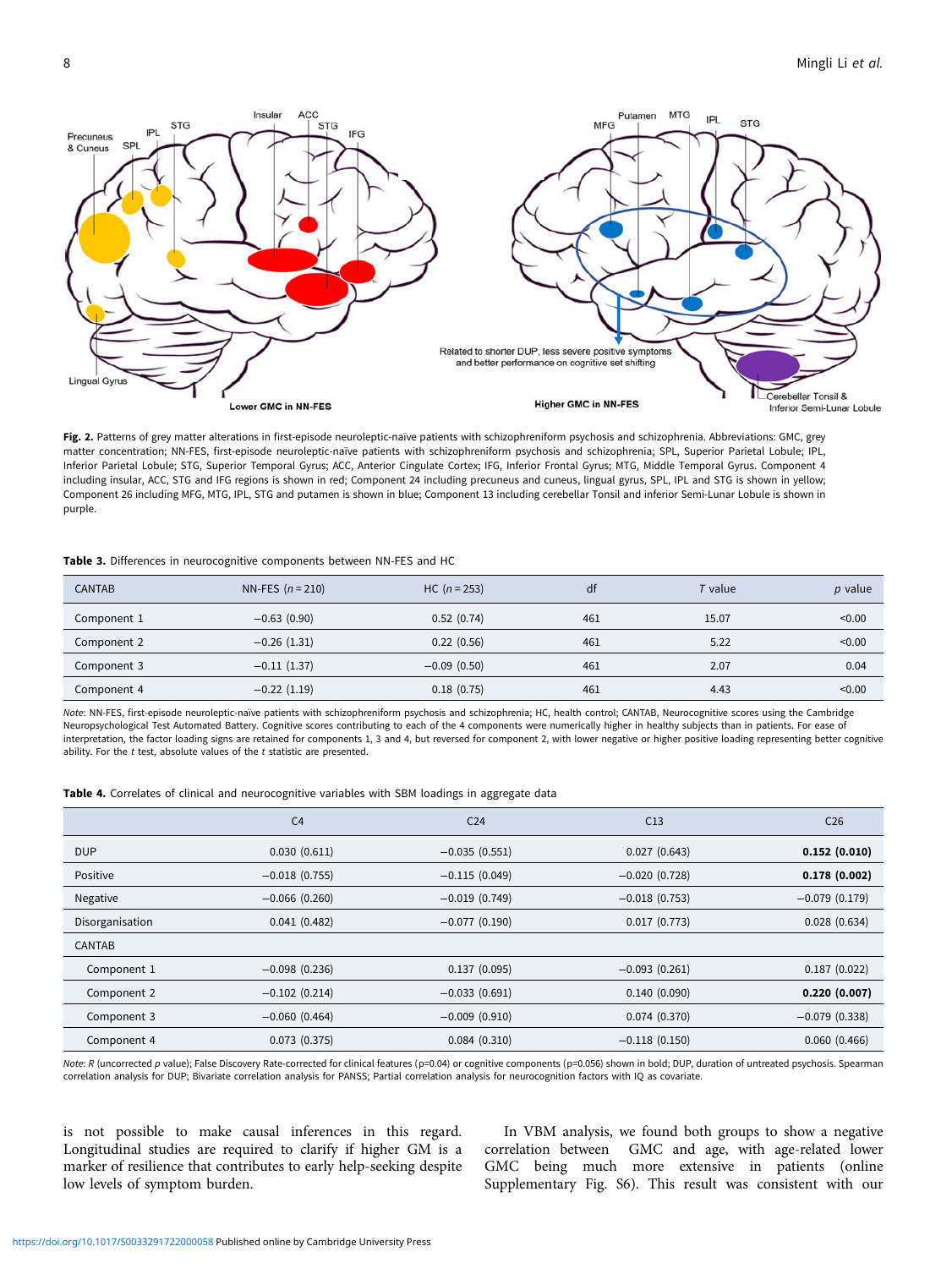**Fig. 2.** Patterns of grey matter alterations in first-episode neuroleptic-naïve patients with schizophreniform psychosis and schizophrenia. Abbreviations: GMC, grey matter concentration; NN-FES, first-episode neuroleptic-naïve patients with schizophreniform psychosis and schizophrenia; SPL, Superior Parietal Lobule; IPL, Inferior Parietal Lobule; STG, Superior Temporal Gyrus; ACC, Anterior Cingulate Cortex; IFG, Inferior Frontal Gyrus; MTG, Middle Temporal Gyrus. Component 4 including insular, ACC, STG and IFG regions is shown in red; Component 24 including precuneus and cuneus, lingual gyrus, SPL, IPL and STG is shown in yellow; Component 26 including MFG, MTG, IPL, STG and putamen is shown in blue; Component 13 including cerebellar Tonsil and inferior Semi-Lunar Lobule is shown in purple.

**Table 3.** Differences in neurocognitive components between NN-FES and HC

| CANTAB | NN-FES ($n$ = 210) | HC ($n$ = 253) | df | $T$ value | $p$ value |
|---|---|---|---|---|---|
| Component 1 | −0.63 (0.90) | 0.52 (0.74) | 461 | 15.07 | <0.00 |
| Component 2 | −0.26 (1.31) | 0.22 (0.56) | 461 | 5.22 | <0.00 |
| Component 3 | −0.11 (1.37) | −0.09 (0.50) | 461 | 2.07 | 0.04 |
| Component 4 | −0.22 (1.19) | 0.18 (0.75) | 461 | 4.43 | <0.00 |

*Note*: NN-FES, first-episode neuroleptic-naïve patients with schizophreniform psychosis and schizophrenia; HC, health control; CANTAB, Neurocognitive scores using the Cambridge Neuropsychological Test Automated Battery. Cognitive scores contributing to each of the 4 components were numerically higher in healthy subjects than in patients. For ease of interpretation, the factor loading signs are retained for components 1, 3 and 4, but reversed for component 2, with lower negative or higher positive loading representing better cognitive ability. For the $t$ test, absolute values of the $t$ statistic are presented.

**Table 4.** Correlates of clinical and neurocognitive variables with SBM loadings in aggregate data

| | C4 | C24 | C13 | C26 |
|---|---|---|---|---|
| DUP | 0.030 (0.611) | −0.035 (0.551) | 0.027 (0.643) | **0.152 (0.010)** |
| Positive | −0.018 (0.755) | −0.115 (0.049) | −0.020 (0.728) | **0.178 (0.002)** |
| Negative | −0.066 (0.260) | −0.019 (0.749) | −0.018 (0.753) | −0.079 (0.179) |
| Disorganisation | 0.041 (0.482) | −0.077 (0.190) | 0.017 (0.773) | 0.028 (0.634) |
| CANTAB | | | | |
| Component 1 | −0.098 (0.236) | 0.137 (0.095) | −0.093 (0.261) | 0.187 (0.022) |
| Component 2 | −0.102 (0.214) | −0.033 (0.691) | 0.140 (0.090) | **0.220 (0.007)** |
| Component 3 | −0.060 (0.464) | −0.009 (0.910) | 0.074 (0.370) | −0.079 (0.338) |
| Component 4 | 0.073 (0.375) | 0.084 (0.310) | −0.118 (0.150) | 0.060 (0.466) |

*Note*: $R$ (uncorrected $p$ value); False Discovery Rate-corrected for clinical features (p=0.04) or cognitive components (p=0.056) shown in bold; DUP, duration of untreated psychosis. Spearman correlation analysis for DUP; Bivariate correlation analysis for PANSS; Partial correlation analysis for neurocognition factors with IQ as covariate.

is not possible to make causal inferences in this regard. Longitudinal studies are required to clarify if higher GM is a marker of resilience that contributes to early help-seeking despite low levels of symptom burden.

In VBM analysis, we found both groups to show a negative correlation between GMC and age, with age-related lower GMC being much more extensive in patients (online Supplementary Fig. S6). This result was consistent with our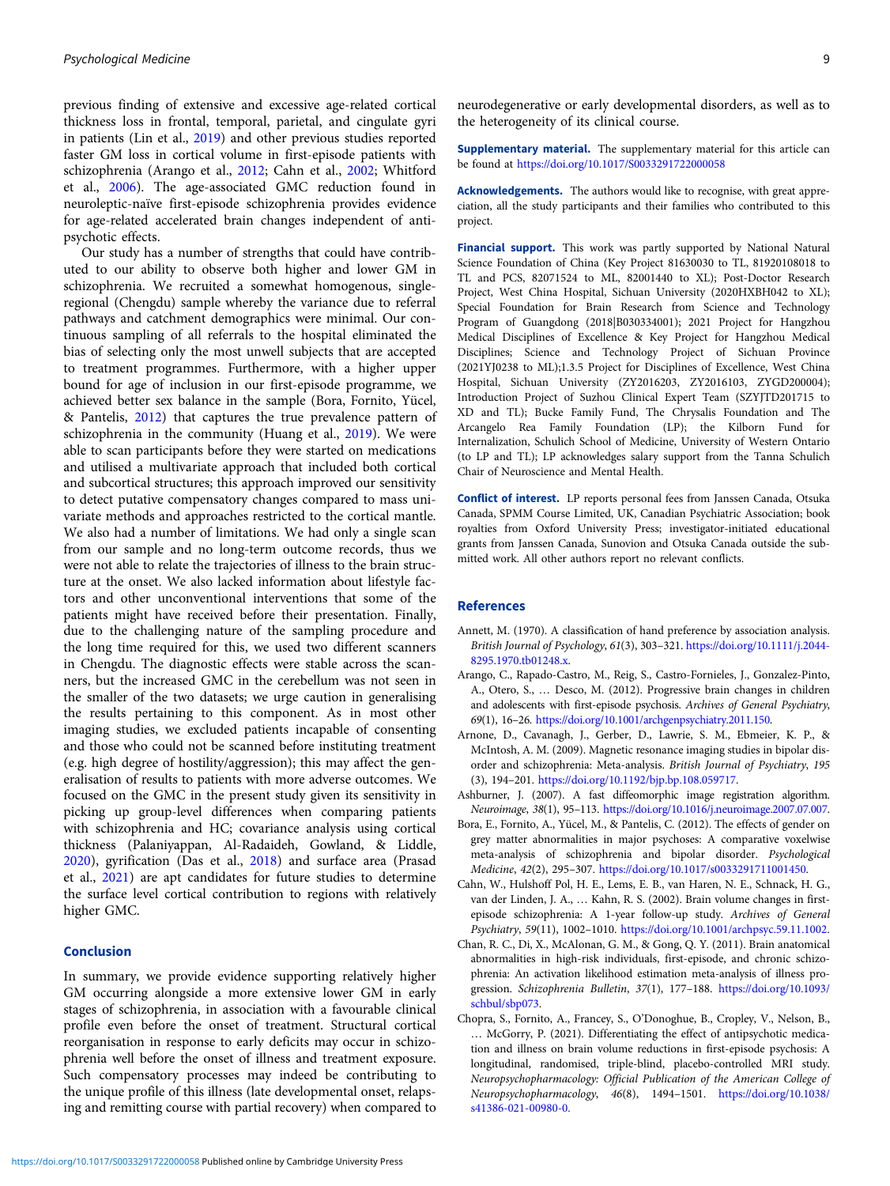previous finding of extensive and excessive age-related cortical thickness loss in frontal, temporal, parietal, and cingulate gyri in patients (Lin et al., 2019) and other previous studies reported faster GM loss in cortical volume in first-episode patients with schizophrenia (Arango et al., 2012; Cahn et al., 2002; Whitford et al., 2006). The age-associated GMC reduction found in neuroleptic-naïve first-episode schizophrenia provides evidence for age-related accelerated brain changes independent of antipsychotic effects.

Our study has a number of strengths that could have contributed to our ability to observe both higher and lower GM in schizophrenia. We recruited a somewhat homogenous, single-regional (Chengdu) sample whereby the variance due to referral pathways and catchment demographics were minimal. Our continuous sampling of all referrals to the hospital eliminated the bias of selecting only the most unwell subjects that are accepted to treatment programmes. Furthermore, with a higher upper bound for age of inclusion in our first-episode programme, we achieved better sex balance in the sample (Bora, Fornito, Yücel, & Pantelis, 2012) that captures the true prevalence pattern of schizophrenia in the community (Huang et al., 2019). We were able to scan participants before they were started on medications and utilised a multivariate approach that included both cortical and subcortical structures; this approach improved our sensitivity to detect putative compensatory changes compared to mass univariate methods and approaches restricted to the cortical mantle. We also had a number of limitations. We had only a single scan from our sample and no long-term outcome records, thus we were not able to relate the trajectories of illness to the brain structure at the onset. We also lacked information about lifestyle factors and other unconventional interventions that some of the patients might have received before their presentation. Finally, due to the challenging nature of the sampling procedure and the long time required for this, we used two different scanners in Chengdu. The diagnostic effects were stable across the scanners, but the increased GMC in the cerebellum was not seen in the smaller of the two datasets; we urge caution in generalising the results pertaining to this component. As in most other imaging studies, we excluded patients incapable of consenting and those who could not be scanned before instituting treatment (e.g. high degree of hostility/aggression); this may affect the generalisation of results to patients with more adverse outcomes. We focused on the GMC in the present study given its sensitivity in picking up group-level differences when comparing patients with schizophrenia and HC; covariance analysis using cortical thickness (Palaniyappan, Al-Radaideh, Gowland, & Liddle, 2020), gyrification (Das et al., 2018) and surface area (Prasad et al., 2021) are apt candidates for future studies to determine the surface level cortical contribution to regions with relatively higher GMC.

## Conclusion

In summary, we provide evidence supporting relatively higher GM occurring alongside a more extensive lower GM in early stages of schizophrenia, in association with a favourable clinical profile even before the onset of treatment. Structural cortical reorganisation in response to early deficits may occur in schizophrenia well before the onset of illness and treatment exposure. Such compensatory processes may indeed be contributing to the unique profile of this illness (late developmental onset, relapsing and remitting course with partial recovery) when compared to neurodegenerative or early developmental disorders, as well as to the heterogeneity of its clinical course.

**Supplementary material.** The supplementary material for this article can be found at https://doi.org/10.1017/S0033291722000058

**Acknowledgements.** The authors would like to recognise, with great appreciation, all the study participants and their families who contributed to this project.

**Financial support.** This work was partly supported by National Natural Science Foundation of China (Key Project 81630030 to TL, 81920108018 to TL and PCS, 82071524 to ML, 82001440 to XL); Post-Doctor Research Project, West China Hospital, Sichuan University (2020HXBH042 to XL); Special Foundation for Brain Research from Science and Technology Program of Guangdong (2018|B030334001); 2021 Project for Hangzhou Medical Disciplines of Excellence & Key Project for Hangzhou Medical Disciplines; Science and Technology Project of Sichuan Province (2021YJ0238 to ML);1.3.5 Project for Disciplines of Excellence, West China Hospital, Sichuan University (ZY2016203, ZY2016103, ZYGD200004); Introduction Project of Suzhou Clinical Expert Team (SZYJTD201715 to XD and TL); Bucke Family Fund, The Chrysalis Foundation and The Arcangelo Rea Family Foundation (LP); the Kilborn Fund for Internalization, Schulich School of Medicine, University of Western Ontario (to LP and TL); LP acknowledges salary support from the Tanna Schulich Chair of Neuroscience and Mental Health.

**Conflict of interest.** LP reports personal fees from Janssen Canada, Otsuka Canada, SPMM Course Limited, UK, Canadian Psychiatric Association; book royalties from Oxford University Press; investigator-initiated educational grants from Janssen Canada, Sunovion and Otsuka Canada outside the submitted work. All other authors report no relevant conflicts.

## References

Annett, M. (1970). A classification of hand preference by association analysis. *British Journal of Psychology*, *61*(3), 303–321. https://doi.org/10.1111/j.2044-8295.1970.tb01248.x.

Arango, C., Rapado-Castro, M., Reig, S., Castro-Fornieles, J., Gonzalez-Pinto, A., Otero, S., … Desco, M. (2012). Progressive brain changes in children and adolescents with first-episode psychosis. *Archives of General Psychiatry*, *69*(1), 16–26. https://doi.org/10.1001/archgenpsychiatry.2011.150.

Arnone, D., Cavanagh, J., Gerber, D., Lawrie, S. M., Ebmeier, K. P., & McIntosh, A. M. (2009). Magnetic resonance imaging studies in bipolar disorder and schizophrenia: Meta-analysis. *British Journal of Psychiatry*, *195* (3), 194–201. https://doi.org/10.1192/bjp.bp.108.059717.

Ashburner, J. (2007). A fast diffeomorphic image registration algorithm. *Neuroimage*, *38*(1), 95–113. https://doi.org/10.1016/j.neuroimage.2007.07.007.

Bora, E., Fornito, A., Yücel, M., & Pantelis, C. (2012). The effects of gender on grey matter abnormalities in major psychoses: A comparative voxelwise meta-analysis of schizophrenia and bipolar disorder. *Psychological Medicine*, *42*(2), 295–307. https://doi.org/10.1017/s0033291711001450.

Cahn, W., Hulshoff Pol, H. E., Lems, E. B., van Haren, N. E., Schnack, H. G., van der Linden, J. A., … Kahn, R. S. (2002). Brain volume changes in first-episode schizophrenia: A 1-year follow-up study. *Archives of General Psychiatry*, *59*(11), 1002–1010. https://doi.org/10.1001/archpsyc.59.11.1002.

Chan, R. C., Di, X., McAlonan, G. M., & Gong, Q. Y. (2011). Brain anatomical abnormalities in high-risk individuals, first-episode, and chronic schizophrenia: An activation likelihood estimation meta-analysis of illness progression. *Schizophrenia Bulletin*, *37*(1), 177–188. https://doi.org/10.1093/schbul/sbp073.

Chopra, S., Fornito, A., Francey, S., O'Donoghue, B., Cropley, V., Nelson, B., … McGorry, P. (2021). Differentiating the effect of antipsychotic medication and illness on brain volume reductions in first-episode psychosis: A longitudinal, randomised, triple-blind, placebo-controlled MRI study. *Neuropsychopharmacology: Official Publication of the American College of Neuropsychopharmacology*, *46*(8), 1494–1501. https://doi.org/10.1038/s41386-021-00980-0.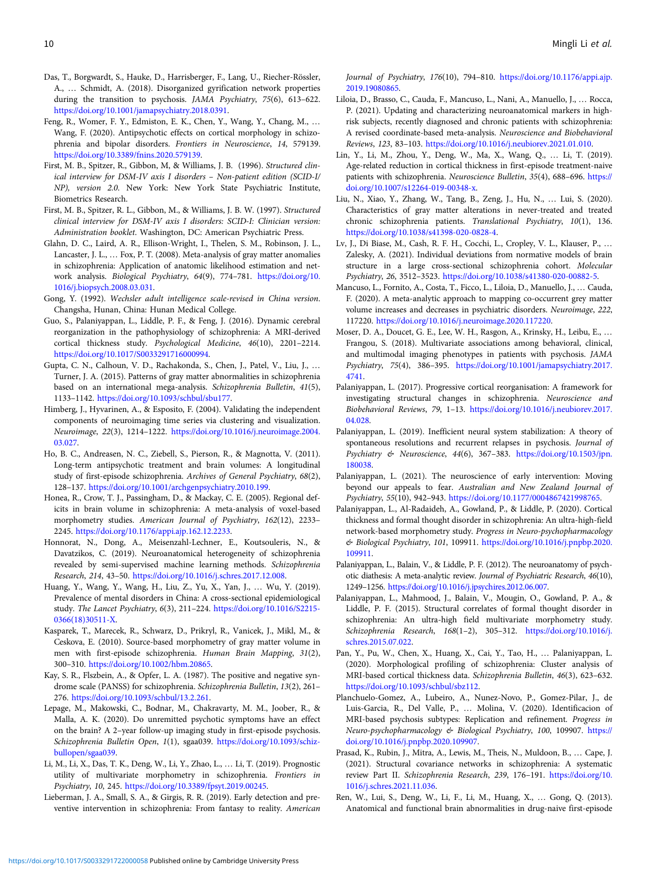Das, T., Borgwardt, S., Hauke, D., Harrisberger, F., Lang, U., Riecher-Rössler, A., … Schmidt, A. (2018). Disorganized gyrification network properties during the transition to psychosis. *JAMA Psychiatry*, *75*(6), 613–622. https://doi.org/10.1001/jamapsychiatry.2018.0391.

Feng, R., Womer, F. Y., Edmiston, E. K., Chen, Y., Wang, Y., Chang, M., … Wang, F. (2020). Antipsychotic effects on cortical morphology in schizophrenia and bipolar disorders. *Frontiers in Neuroscience*, *14*, 579139. https://doi.org/10.3389/fnins.2020.579139.

First, M. B., Spitzer, R., Gibbon, M, & Williams, J. B. (1996). *Structured clinical interview for DSM-IV axis I disorders – Non-patient edition (SCID-I/NP), version 2.0*. New York: New York State Psychiatric Institute, Biometrics Research.

First, M. B., Spitzer, R. L., Gibbon, M., & Williams, J. B. W. (1997). *Structured clinical interview for DSM-IV axis I disorders: SCID-I: Clinician version: Administration booklet*. Washington, DC: American Psychiatric Press.

Glahn, D. C., Laird, A. R., Ellison-Wright, I., Thelen, S. M., Robinson, J. L., Lancaster, J. L., … Fox, P. T. (2008). Meta-analysis of gray matter anomalies in schizophrenia: Application of anatomic likelihood estimation and network analysis. *Biological Psychiatry*, *64*(9), 774–781. https://doi.org/10.1016/j.biopsych.2008.03.031.

Gong, Y. (1992). *Wechsler adult intelligence scale-revised in China version*. Changsha, Hunan, China: Hunan Medical College.

Guo, S., Palaniyappan, L., Liddle, P. F., & Feng, J. (2016). Dynamic cerebral reorganization in the pathophysiology of schizophrenia: A MRI-derived cortical thickness study. *Psychological Medicine*, *46*(10), 2201–2214. https://doi.org/10.1017/S0033291716000994.

Gupta, C. N., Calhoun, V. D., Rachakonda, S., Chen, J., Patel, V., Liu, J., … Turner, J. A. (2015). Patterns of gray matter abnormalities in schizophrenia based on an international mega-analysis. *Schizophrenia Bulletin*, *41*(5), 1133–1142. https://doi.org/10.1093/schbul/sbu177.

Himberg, J., Hyvarinen, A., & Esposito, F. (2004). Validating the independent components of neuroimaging time series via clustering and visualization. *Neuroimage*, *22*(3), 1214–1222. https://doi.org/10.1016/j.neuroimage.2004.03.027.

Ho, B. C., Andreasen, N. C., Ziebell, S., Pierson, R., & Magnotta, V. (2011). Long-term antipsychotic treatment and brain volumes: A longitudinal study of first-episode schizophrenia. *Archives of General Psychiatry*, *68*(2), 128–137. https://doi.org/10.1001/archgenpsychiatry.2010.199.

Honea, R., Crow, T. J., Passingham, D., & Mackay, C. E. (2005). Regional deficits in brain volume in schizophrenia: A meta-analysis of voxel-based morphometry studies. *American Journal of Psychiatry*, *162*(12), 2233–2245. https://doi.org/10.1176/appi.ajp.162.12.2233.

Honnorat, N., Dong, A., Meisenzahl-Lechner, E., Koutsouleris, N., & Davatzikos, C. (2019). Neuroanatomical heterogeneity of schizophrenia revealed by semi-supervised machine learning methods. *Schizophrenia Research*, *214*, 43–50. https://doi.org/10.1016/j.schres.2017.12.008.

Huang, Y., Wang, Y., Wang, H., Liu, Z., Yu, X., Yan, J., … Wu, Y. (2019). Prevalence of mental disorders in China: A cross-sectional epidemiological study. *The Lancet Psychiatry*, *6*(3), 211–224. https://doi.org/10.1016/S2215-0366(18)30511-X.

Kasparek, T., Marecek, R., Schwarz, D., Prikryl, R., Vanicek, J., Mikl, M., & Ceskova, E. (2010). Source-based morphometry of gray matter volume in men with first-episode schizophrenia. *Human Brain Mapping*, *31*(2), 300–310. https://doi.org/10.1002/hbm.20865.

Kay, S. R., Flszbein, A., & Opfer, L. A. (1987). The positive and negative syndrome scale (PANSS) for schizophrenia. *Schizophrenia Bulletin*, *13*(2), 261–276. https://doi.org/10.1093/schbul/13.2.261.

Lepage, M., Makowski, C., Bodnar, M., Chakravarty, M. M., Joober, R., & Malla, A. K. (2020). Do unremitted psychotic symptoms have an effect on the brain? A 2–year follow-up imaging study in first-episode psychosis. *Schizophrenia Bulletin Open*, *1*(1), sgaa039. https://doi.org/10.1093/schizbullopen/sgaa039.

Li, M., Li, X., Das, T. K., Deng, W., Li, Y., Zhao, L., … Li, T. (2019). Prognostic utility of multivariate morphometry in schizophrenia. *Frontiers in Psychiatry*, *10*, 245. https://doi.org/10.3389/fpsyt.2019.00245.

Lieberman, J. A., Small, S. A., & Girgis, R. R. (2019). Early detection and preventive intervention in schizophrenia: From fantasy to reality. *American Journal of Psychiatry*, *176*(10), 794–810. https://doi.org/10.1176/appi.ajp.2019.19080865.

Liloia, D., Brasso, C., Cauda, F., Mancuso, L., Nani, A., Manuello, J., … Rocca, P. (2021). Updating and characterizing neuroanatomical markers in high-risk subjects, recently diagnosed and chronic patients with schizophrenia: A revised coordinate-based meta-analysis. *Neuroscience and Biobehavioral Reviews*, *123*, 83–103. https://doi.org/10.1016/j.neubiorev.2021.01.010.

Lin, Y., Li, M., Zhou, Y., Deng, W., Ma, X., Wang, Q., … Li, T. (2019). Age-related reduction in cortical thickness in first-episode treatment-naive patients with schizophrenia. *Neuroscience Bulletin*, *35*(4), 688–696. https://doi.org/10.1007/s12264-019-00348-x.

Liu, N., Xiao, Y., Zhang, W., Tang, B., Zeng, J., Hu, N., … Lui, S. (2020). Characteristics of gray matter alterations in never-treated and treated chronic schizophrenia patients. *Translational Psychiatry*, *10*(1), 136. https://doi.org/10.1038/s41398-020-0828-4.

Lv, J., Di Biase, M., Cash, R. F. H., Cocchi, L., Cropley, V. L., Klauser, P., … Zalesky, A. (2021). Individual deviations from normative models of brain structure in a large cross-sectional schizophrenia cohort. *Molecular Psychiatry*, *26*, 3512–3523. https://doi.org/10.1038/s41380-020-00882-5.

Mancuso, L., Fornito, A., Costa, T., Ficco, L., Liloia, D., Manuello, J., … Cauda, F. (2020). A meta-analytic approach to mapping co-occurrent grey matter volume increases and decreases in psychiatric disorders. *Neuroimage*, *222*, 117220. https://doi.org/10.1016/j.neuroimage.2020.117220.

Moser, D. A., Doucet, G. E., Lee, W. H., Rasgon, A., Krinsky, H., Leibu, E., … Frangou, S. (2018). Multivariate associations among behavioral, clinical, and multimodal imaging phenotypes in patients with psychosis. *JAMA Psychiatry*, *75*(4), 386–395. https://doi.org/10.1001/jamapsychiatry.2017.4741.

Palaniyappan, L. (2017). Progressive cortical reorganisation: A framework for investigating structural changes in schizophrenia. *Neuroscience and Biobehavioral Reviews*, *79*, 1–13. https://doi.org/10.1016/j.neubiorev.2017.04.028.

Palaniyappan, L. (2019). Inefficient neural system stabilization: A theory of spontaneous resolutions and recurrent relapses in psychosis. *Journal of Psychiatry & Neuroscience*, *44*(6), 367–383. https://doi.org/10.1503/jpn.180038.

Palaniyappan, L. (2021). The neuroscience of early intervention: Moving beyond our appeals to fear. *Australian and New Zealand Journal of Psychiatry*, *55*(10), 942–943. https://doi.org/10.1177/0004867421998765.

Palaniyappan, L., Al-Radaideh, A., Gowland, P., & Liddle, P. (2020). Cortical thickness and formal thought disorder in schizophrenia: An ultra-high-field network-based morphometry study. *Progress in Neuro-psychopharmacology & Biological Psychiatry*, *101*, 109911. https://doi.org/10.1016/j.pnpbp.2020.109911.

Palaniyappan, L., Balain, V., & Liddle, P. F. (2012). The neuroanatomy of psychotic diathesis: A meta-analytic review. *Journal of Psychiatric Research*, *46*(10), 1249–1256. https://doi.org/10.1016/j.jpsychires.2012.06.007.

Palaniyappan, L., Mahmood, J., Balain, V., Mougin, O., Gowland, P. A., & Liddle, P. F. (2015). Structural correlates of formal thought disorder in schizophrenia: An ultra-high field multivariate morphometry study. *Schizophrenia Research*, *168*(1–2), 305–312. https://doi.org/10.1016/j.schres.2015.07.022.

Pan, Y., Pu, W., Chen, X., Huang, X., Cai, Y., Tao, H., … Palaniyappan, L. (2020). Morphological profiling of schizophrenia: Cluster analysis of MRI-based cortical thickness data. *Schizophrenia Bulletin*, *46*(3), 623–632. https://doi.org/10.1093/schbul/sbz112.

Planchuelo-Gomez, A., Lubeiro, A., Nunez-Novo, P., Gomez-Pilar, J., de Luis-Garcia, R., Del Valle, P., … Molina, V. (2020). Identificacion of MRI-based psychosis subtypes: Replication and refinement. *Progress in Neuro-psychopharmacology & Biological Psychiatry*, *100*, 109907. https://doi.org/10.1016/j.pnpbp.2020.109907.

Prasad, K., Rubin, J., Mitra, A., Lewis, M., Theis, N., Muldoon, B., … Cape, J. (2021). Structural covariance networks in schizophrenia: A systematic review Part II. *Schizophrenia Research*, *239*, 176–191. https://doi.org/10.1016/j.schres.2021.11.036.

Ren, W., Lui, S., Deng, W., Li, F., Li, M., Huang, X., … Gong, Q. (2013). Anatomical and functional brain abnormalities in drug-naive first-episode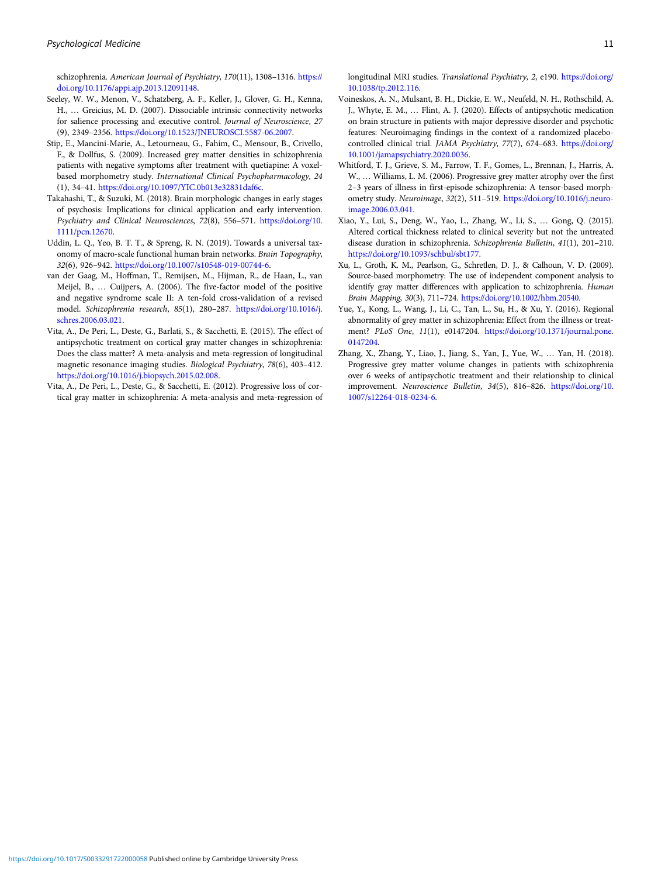schizophrenia. *American Journal of Psychiatry*, *170*(11), 1308–1316. https://doi.org/10.1176/appi.ajp.2013.12091148.

Seeley, W. W., Menon, V., Schatzberg, A. F., Keller, J., Glover, G. H., Kenna, H., … Greicius, M. D. (2007). Dissociable intrinsic connectivity networks for salience processing and executive control. *Journal of Neuroscience*, *27* (9), 2349–2356. https://doi.org/10.1523/JNEUROSCI.5587-06.2007.

Stip, E., Mancini-Marie, A., Letourneau, G., Fahim, C., Mensour, B., Crivello, F., & Dollfus, S. (2009). Increased grey matter densities in schizophrenia patients with negative symptoms after treatment with quetiapine: A voxel-based morphometry study. *International Clinical Psychopharmacology*, *24* (1), 34–41. https://doi.org/10.1097/YIC.0b013e32831daf6c.

Takahashi, T., & Suzuki, M. (2018). Brain morphologic changes in early stages of psychosis: Implications for clinical application and early intervention. *Psychiatry and Clinical Neurosciences*, *72*(8), 556–571. https://doi.org/10.1111/pcn.12670.

Uddin, L. Q., Yeo, B. T. T., & Spreng, R. N. (2019). Towards a universal taxonomy of macro-scale functional human brain networks. *Brain Topography*, *32*(6), 926–942. https://doi.org/10.1007/s10548-019-00744-6.

van der Gaag, M., Hoffman, T., Remijsen, M., Hijman, R., de Haan, L., van Meijel, B., … Cuijpers, A. (2006). The five-factor model of the positive and negative syndrome scale II: A ten-fold cross-validation of a revised model. *Schizophrenia research*, *85*(1), 280–287. https://doi.org/10.1016/j.schres.2006.03.021.

Vita, A., De Peri, L., Deste, G., Barlati, S., & Sacchetti, E. (2015). The effect of antipsychotic treatment on cortical gray matter changes in schizophrenia: Does the class matter? A meta-analysis and meta-regression of longitudinal magnetic resonance imaging studies. *Biological Psychiatry*, *78*(6), 403–412. https://doi.org/10.1016/j.biopsych.2015.02.008.

Vita, A., De Peri, L., Deste, G., & Sacchetti, E. (2012). Progressive loss of cortical gray matter in schizophrenia: A meta-analysis and meta-regression of longitudinal MRI studies. *Translational Psychiatry*, *2*, e190. https://doi.org/10.1038/tp.2012.116.

Voineskos, A. N., Mulsant, B. H., Dickie, E. W., Neufeld, N. H., Rothschild, A. J., Whyte, E. M., … Flint, A. J. (2020). Effects of antipsychotic medication on brain structure in patients with major depressive disorder and psychotic features: Neuroimaging findings in the context of a randomized placebo-controlled clinical trial. *JAMA Psychiatry*, *77*(7), 674–683. https://doi.org/10.1001/jamapsychiatry.2020.0036.

Whitford, T. J., Grieve, S. M., Farrow, T. F., Gomes, L., Brennan, J., Harris, A. W., … Williams, L. M. (2006). Progressive grey matter atrophy over the first 2–3 years of illness in first-episode schizophrenia: A tensor-based morphometry study. *Neuroimage*, *32*(2), 511–519. https://doi.org/10.1016/j.neuroimage.2006.03.041.

Xiao, Y., Lui, S., Deng, W., Yao, L., Zhang, W., Li, S., … Gong, Q. (2015). Altered cortical thickness related to clinical severity but not the untreated disease duration in schizophrenia. *Schizophrenia Bulletin*, *41*(1), 201–210. https://doi.org/10.1093/schbul/sbt177.

Xu, L., Groth, K. M., Pearlson, G., Schretlen, D. J., & Calhoun, V. D. (2009). Source-based morphometry: The use of independent component analysis to identify gray matter differences with application to schizophrenia. *Human Brain Mapping*, *30*(3), 711–724. https://doi.org/10.1002/hbm.20540.

Yue, Y., Kong, L., Wang, J., Li, C., Tan, L., Su, H., & Xu, Y. (2016). Regional abnormality of grey matter in schizophrenia: Effect from the illness or treatment? *PLoS One*, *11*(1), e0147204. https://doi.org/10.1371/journal.pone.0147204.

Zhang, X., Zhang, Y., Liao, J., Jiang, S., Yan, J., Yue, W., … Yan, H. (2018). Progressive grey matter volume changes in patients with schizophrenia over 6 weeks of antipsychotic treatment and their relationship to clinical improvement. *Neuroscience Bulletin*, *34*(5), 816–826. https://doi.org/10.1007/s12264-018-0234-6.